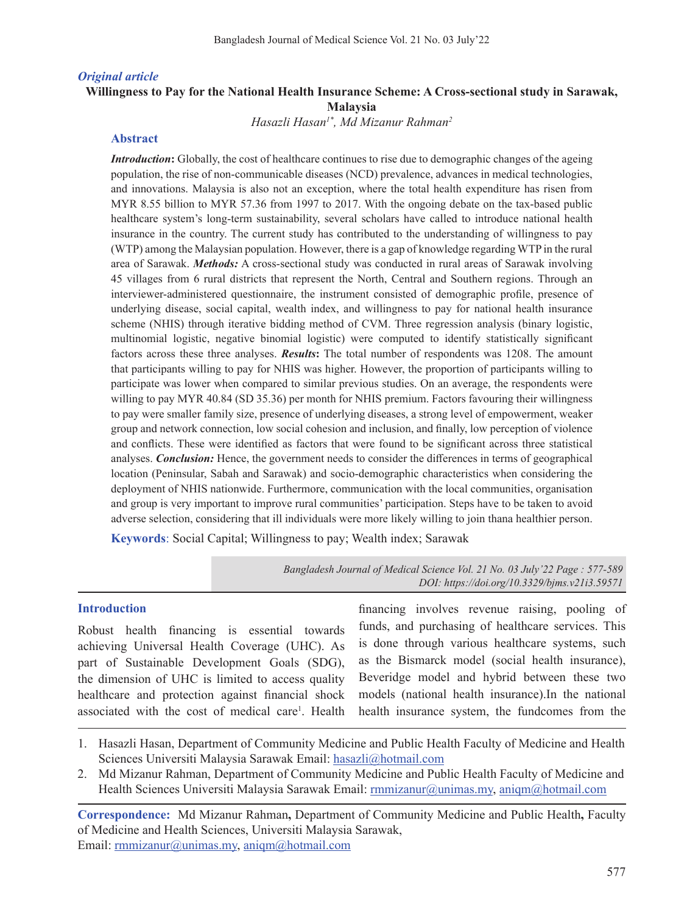*Original article*

# Willingness to Pay for the National Health Insurance Scheme: A Cross-sectional study in Sarawak, Malaysia

*Hasazli Hasan[1*], Md Mizanur Rahman[2]*

## Abstract

***Introduction*****:** Globally, the cost of healthcare continues to rise due to demographic changes of the ageing population, the rise of non-communicable diseases (NCD) prevalence, advances in medical technologies, and innovations. Malaysia is also not an exception, where the total health expenditure has risen from MYR 8.55 billion to MYR 57.36 from 1997 to 2017. With the ongoing debate on the tax-based public healthcare system's long-term sustainability, several scholars have called to introduce national health insurance in the country. The current study has contributed to the understanding of willingness to pay (WTP) among the Malaysian population. However, there is a gap of knowledge regarding WTP in the rural area of Sarawak. ***Methods:*** A cross-sectional study was conducted in rural areas of Sarawak involving 45 villages from 6 rural districts that represent the North, Central and Southern regions. Through an interviewer-administered questionnaire, the instrument consisted of demographic profile, presence of underlying disease, social capital, wealth index, and willingness to pay for national health insurance scheme (NHIS) through iterative bidding method of CVM. Three regression analysis (binary logistic, multinomial logistic, negative binomial logistic) were computed to identify statistically significant factors across these three analyses. ***Results*****:** The total number of respondents was 1208. The amount that participants willing to pay for NHIS was higher. However, the proportion of participants willing to participate was lower when compared to similar previous studies. On an average, the respondents were willing to pay MYR 40.84 (SD 35.36) per month for NHIS premium. Factors favouring their willingness to pay were smaller family size, presence of underlying diseases, a strong level of empowerment, weaker group and network connection, low social cohesion and inclusion, and finally, low perception of violence and conflicts. These were identified as factors that were found to be significant across three statistical analyses. ***Conclusion:*** Hence, the government needs to consider the differences in terms of geographical location (Peninsular, Sabah and Sarawak) and socio-demographic characteristics when considering the deployment of NHIS nationwide. Furthermore, communication with the local communities, organisation and group is very important to improve rural communities' participation. Steps have to be taken to avoid adverse selection, considering that ill individuals were more likely willing to join thana healthier person.

**Keywords**: Social Capital; Willingness to pay; Wealth index; Sarawak

*DOI: https://doi.org/10.3329/bjms.v21i3.59571*

## Introduction

Robust health financing is essential towards achieving Universal Health Coverage (UHC). As part of Sustainable Development Goals (SDG), the dimension of UHC is limited to access quality healthcare and protection against financial shock associated with the cost of medical care[1]. Health financing involves revenue raising, pooling of funds, and purchasing of healthcare services. This is done through various healthcare systems, such as the Bismarck model (social health insurance), Beveridge model and hybrid between these two models (national health insurance).In the national health insurance system, the fundcomes from the

1. Hasazli Hasan, Department of Community Medicine and Public Health Faculty of Medicine and Health Sciences Universiti Malaysia Sarawak Email: hasazli@hotmail.com
2. Md Mizanur Rahman, Department of Community Medicine and Public Health Faculty of Medicine and Health Sciences Universiti Malaysia Sarawak Email: rmmizanur@unimas.my, aniqm@hotmail.com

**Correspondence:** Md Mizanur Rahman**,** Department of Community Medicine and Public Health**,** Faculty of Medicine and Health Sciences, Universiti Malaysia Sarawak, Email: rmmizanur@unimas.my, aniqm@hotmail.com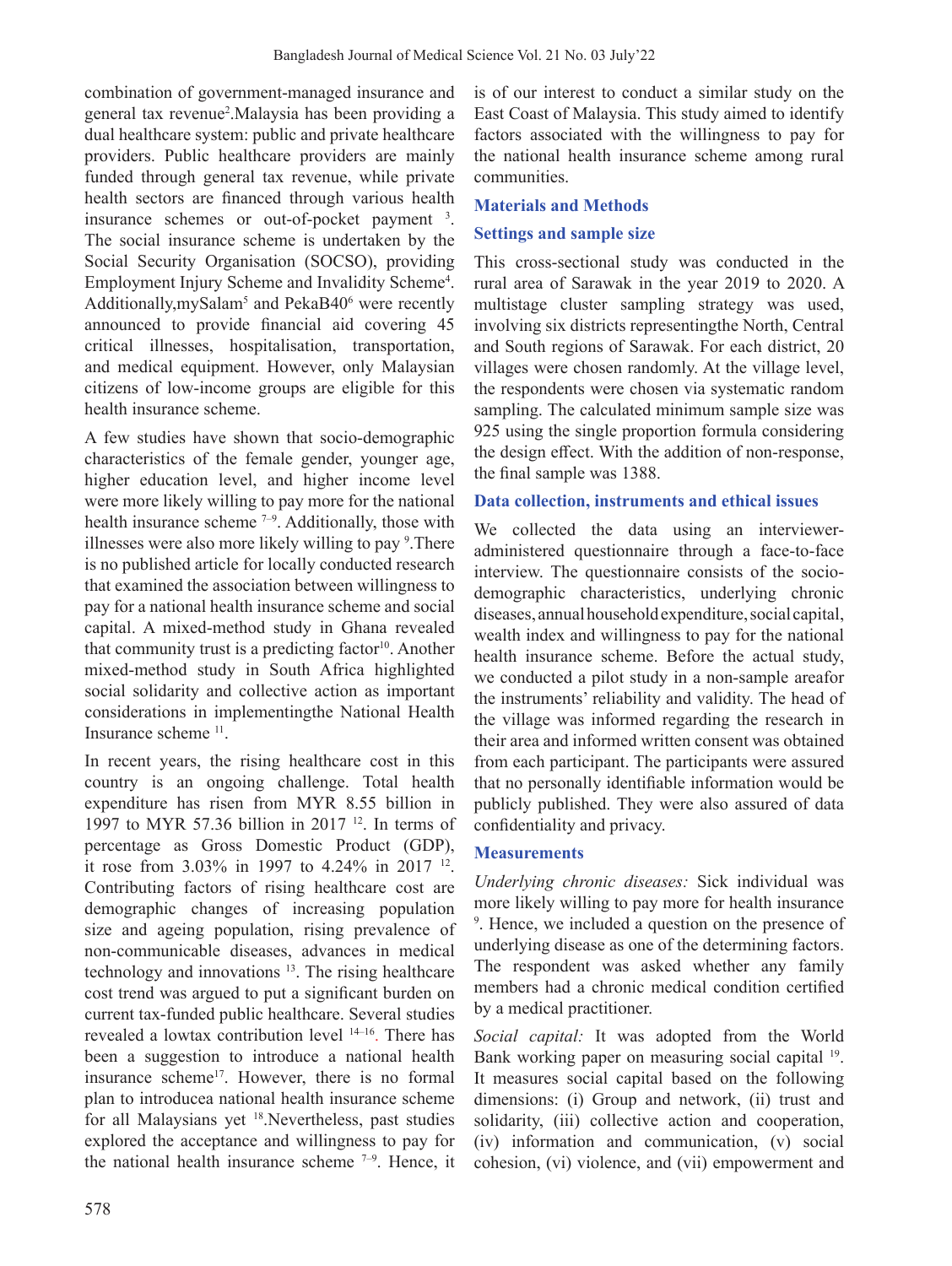combination of government-managed insurance and general tax revenue[2].Malaysia has been providing a dual healthcare system: public and private healthcare providers. Public healthcare providers are mainly funded through general tax revenue, while private health sectors are financed through various health insurance schemes or out-of-pocket payment [3]. The social insurance scheme is undertaken by the Social Security Organisation (SOCSO), providing Employment Injury Scheme and Invalidity Scheme[4]. Additionally,mySalam[5] and PekaB40[6] were recently announced to provide financial aid covering 45 critical illnesses, hospitalisation, transportation, and medical equipment. However, only Malaysian citizens of low-income groups are eligible for this health insurance scheme.

A few studies have shown that socio-demographic characteristics of the female gender, younger age, higher education level, and higher income level were more likely willing to pay more for the national health insurance scheme [7–9]. Additionally, those with illnesses were also more likely willing to pay [9].There is no published article for locally conducted research that examined the association between willingness to pay for a national health insurance scheme and social capital. A mixed-method study in Ghana revealed that community trust is a predicting factor[10]. Another mixed-method study in South Africa highlighted social solidarity and collective action as important considerations in implementingthe National Health Insurance scheme [11].

In recent years, the rising healthcare cost in this country is an ongoing challenge. Total health expenditure has risen from MYR 8.55 billion in 1997 to MYR 57.36 billion in 2017 [12]. In terms of percentage as Gross Domestic Product (GDP), it rose from 3.03% in 1997 to 4.24% in 2017 [12]. Contributing factors of rising healthcare cost are demographic changes of increasing population size and ageing population, rising prevalence of non-communicable diseases, advances in medical technology and innovations [13]. The rising healthcare cost trend was argued to put a significant burden on current tax-funded public healthcare. Several studies revealed a lowtax contribution level [14–16]. There has been a suggestion to introduce a national health insurance scheme[17]. However, there is no formal plan to introducea national health insurance scheme for all Malaysians yet [18].Nevertheless, past studies explored the acceptance and willingness to pay for the national health insurance scheme [7–9]. Hence, it is of our interest to conduct a similar study on the East Coast of Malaysia. This study aimed to identify factors associated with the willingness to pay for the national health insurance scheme among rural communities.

## Materials and Methods

### Settings and sample size

This cross-sectional study was conducted in the rural area of Sarawak in the year 2019 to 2020. A multistage cluster sampling strategy was used, involving six districts representingthe North, Central and South regions of Sarawak. For each district, 20 villages were chosen randomly. At the village level, the respondents were chosen via systematic random sampling. The calculated minimum sample size was 925 using the single proportion formula considering the design effect. With the addition of non-response, the final sample was 1388.

### Data collection, instruments and ethical issues

We collected the data using an interviewer-administered questionnaire through a face-to-face interview. The questionnaire consists of the socio-demographic characteristics, underlying chronic diseases, annual household expenditure, social capital, wealth index and willingness to pay for the national health insurance scheme. Before the actual study, we conducted a pilot study in a non-sample areafor the instruments' reliability and validity. The head of the village was informed regarding the research in their area and informed written consent was obtained from each participant. The participants were assured that no personally identifiable information would be publicly published. They were also assured of data confidentiality and privacy.

### Measurements

*Underlying chronic diseases:* Sick individual was more likely willing to pay more for health insurance [9]. Hence, we included a question on the presence of underlying disease as one of the determining factors. The respondent was asked whether any family members had a chronic medical condition certified by a medical practitioner.

*Social capital:* It was adopted from the World Bank working paper on measuring social capital [19]. It measures social capital based on the following dimensions: (i) Group and network, (ii) trust and solidarity, (iii) collective action and cooperation, (iv) information and communication, (v) social cohesion, (vi) violence, and (vii) empowerment and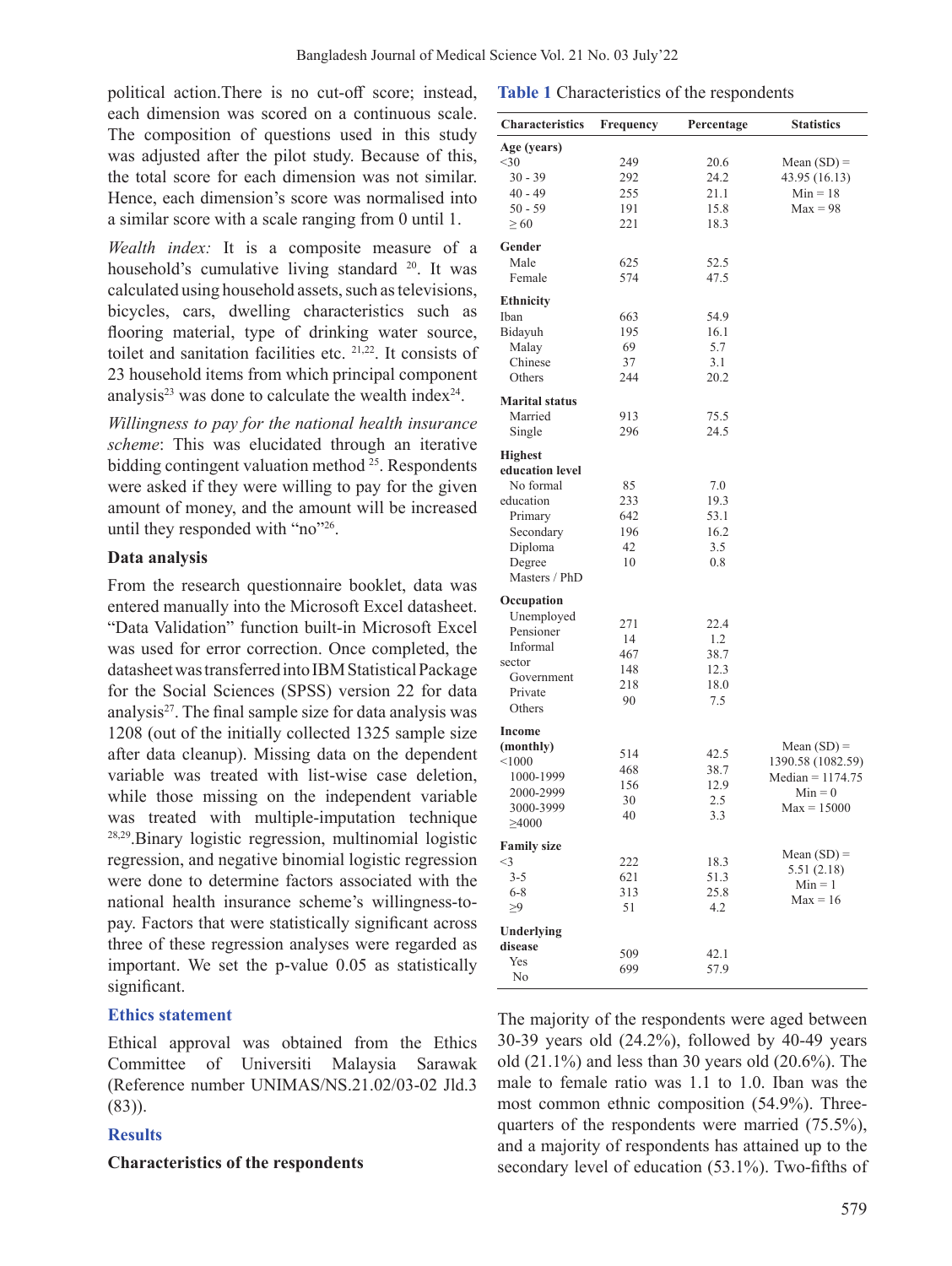political action.There is no cut-off score; instead, each dimension was scored on a continuous scale. The composition of questions used in this study was adjusted after the pilot study. Because of this, the total score for each dimension was not similar. Hence, each dimension's score was normalised into a similar score with a scale ranging from 0 until 1.

*Wealth index:* It is a composite measure of a household's cumulative living standard [20]. It was calculated using household assets, such as televisions, bicycles, cars, dwelling characteristics such as flooring material, type of drinking water source, toilet and sanitation facilities etc. [21,22]. It consists of 23 household items from which principal component analysis[23] was done to calculate the wealth index[24].

*Willingness to pay for the national health insurance scheme*: This was elucidated through an iterative bidding contingent valuation method [25]. Respondents were asked if they were willing to pay for the given amount of money, and the amount will be increased until they responded with "no"[26].

### Data analysis

From the research questionnaire booklet, data was entered manually into the Microsoft Excel datasheet. "Data Validation" function built-in Microsoft Excel was used for error correction. Once completed, the datasheet was transferred into IBM Statistical Package for the Social Sciences (SPSS) version 22 for data analysis[27]. The final sample size for data analysis was 1208 (out of the initially collected 1325 sample size after data cleanup). Missing data on the dependent variable was treated with list-wise case deletion, while those missing on the independent variable was treated with multiple-imputation technique [28,29]. Binary logistic regression, multinomial logistic regression, and negative binomial logistic regression were done to determine factors associated with the national health insurance scheme's willingness-to-pay. Factors that were statistically significant across three of these regression analyses were regarded as important. We set the p-value 0.05 as statistically significant.

## Ethics statement

Ethical approval was obtained from the Ethics Committee of Universiti Malaysia Sarawak (Reference number UNIMAS/NS.21.02/03-02 Jld.3 (83)).

## Results

### Characteristics of the respondents

**Table 1** Characteristics of the respondents

| Characteristics | Frequency | Percentage | Statistics |
|---|---|---|---|
| **Age (years)** | | | |
| <30 | 249 | 20.6 | Mean (SD) = 43.95 (16.13) Min = 18 Max = 98 |
| 30 - 39 | 292 | 24.2 | |
| 40 - 49 | 255 | 21.1 | |
| 50 - 59 | 191 | 15.8 | |
| ≥ 60 | 221 | 18.3 | |
| **Gender** | | | |
| Male | 625 | 52.5 | |
| Female | 574 | 47.5 | |
| **Ethnicity** | | | |
| Iban | 663 | 54.9 | |
| Bidayuh | 195 | 16.1 | |
| Malay | 69 | 5.7 | |
| Chinese | 37 | 3.1 | |
| Others | 244 | 20.2 | |
| **Marital status** | | | |
| Married | 913 | 75.5 | |
| Single | 296 | 24.5 | |
| **Highest education level** | | | |
| No formal education | 85 | 7.0 | |
| Primary | 233 | 19.3 | |
| Secondary | 642 | 53.1 | |
| Diploma | 196 | 16.2 | |
| Degree | 42 | 3.5 | |
| Masters / PhD | 10 | 0.8 | |
| **Occupation** | | | |
| Unemployed | 271 | 22.4 | |
| Pensioner | 14 | 1.2 | |
| Informal sector | 467 | 38.7 | |
| Government | 148 | 12.3 | |
| Private | 218 | 18.0 | |
| Others | 90 | 7.5 | |
| **Income (monthly)** | | | |
| <1000 | 514 | 42.5 | Mean (SD) = 1390.58 (1082.59) Median = 1174.75 Min = 0 Max = 15000 |
| 1000-1999 | 468 | 38.7 | |
| 2000-2999 | 156 | 12.9 | |
| 3000-3999 | 30 | 2.5 | |
| ≥4000 | 40 | 3.3 | |
| **Family size** | | | |
| <3 | 222 | 18.3 | Mean (SD) = 5.51 (2.18) Min = 1 Max = 16 |
| 3-5 | 621 | 51.3 | |
| 6-8 | 313 | 25.8 | |
| ≥9 | 51 | 4.2 | |
| **Underlying disease** | | | |
| Yes | 509 | 42.1 | |
| No | 699 | 57.9 | |

The majority of the respondents were aged between 30-39 years old (24.2%), followed by 40-49 years old (21.1%) and less than 30 years old (20.6%). The male to female ratio was 1.1 to 1.0. Iban was the most common ethnic composition (54.9%). Three-quarters of the respondents were married (75.5%), and a majority of respondents has attained up to the secondary level of education (53.1%). Two-fifths of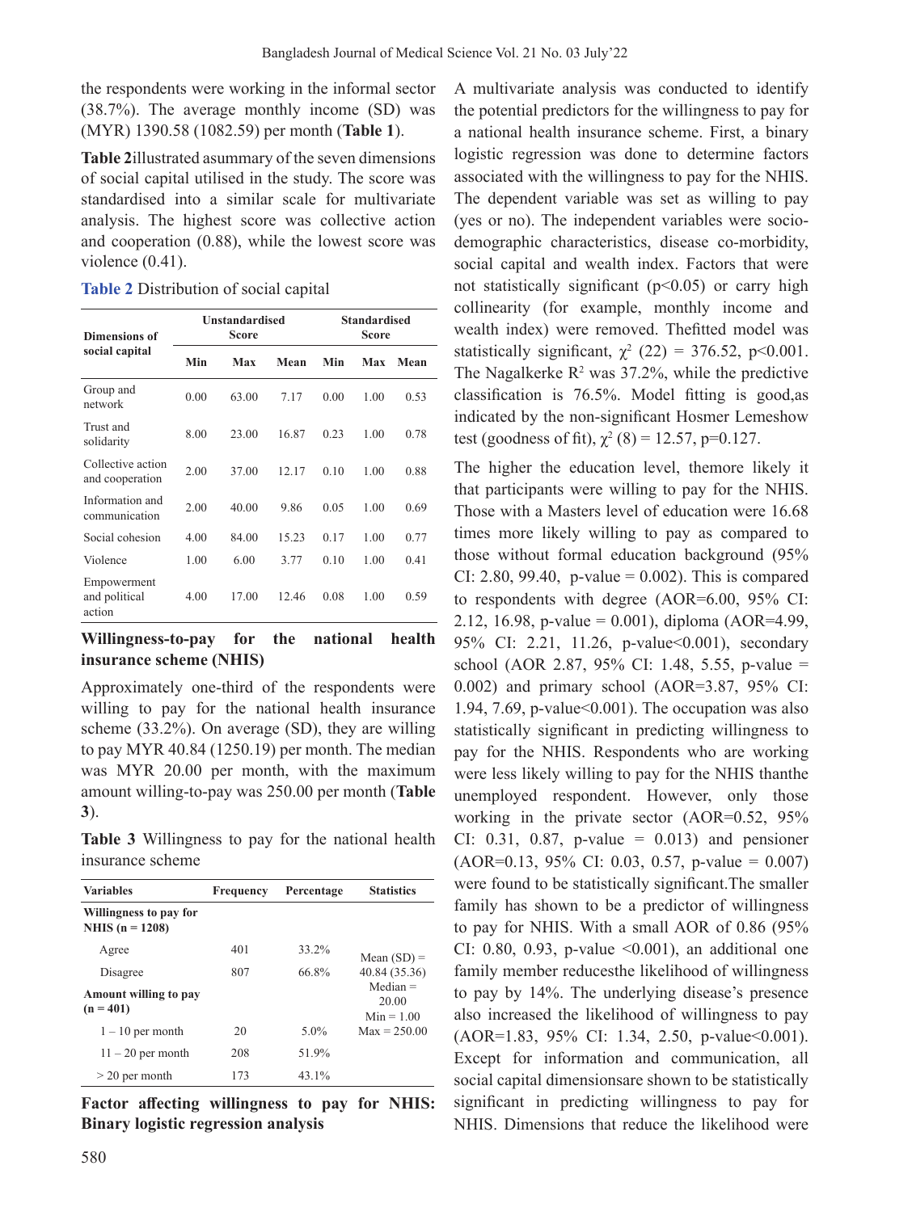the respondents were working in the informal sector (38.7%). The average monthly income (SD) was (MYR) 1390.58 (1082.59) per month (**Table 1**).

**Table 2**illustrated asummary of the seven dimensions of social capital utilised in the study. The score was standardised into a similar scale for multivariate analysis. The highest score was collective action and cooperation (0.88), while the lowest score was violence (0.41).

**Table 2** Distribution of social capital

| Dimensions of social capital | Unstandardised Score | | | Standardised Score | | |
|---|---|---|---|---|---|---|
| | Min | Max | Mean | Min | Max | Mean |
| Group and network | 0.00 | 63.00 | 7.17 | 0.00 | 1.00 | 0.53 |
| Trust and solidarity | 8.00 | 23.00 | 16.87 | 0.23 | 1.00 | 0.78 |
| Collective action and cooperation | 2.00 | 37.00 | 12.17 | 0.10 | 1.00 | 0.88 |
| Information and communication | 2.00 | 40.00 | 9.86 | 0.05 | 1.00 | 0.69 |
| Social cohesion | 4.00 | 84.00 | 15.23 | 0.17 | 1.00 | 0.77 |
| Violence | 1.00 | 6.00 | 3.77 | 0.10 | 1.00 | 0.41 |
| Empowerment and political action | 4.00 | 17.00 | 12.46 | 0.08 | 1.00 | 0.59 |

**Willingness-to-pay for the national health insurance scheme (NHIS)**

Approximately one-third of the respondents were willing to pay for the national health insurance scheme (33.2%). On average (SD), they are willing to pay MYR 40.84 (1250.19) per month. The median was MYR 20.00 per month, with the maximum amount willing-to-pay was 250.00 per month (**Table 3**).

**Table 3** Willingness to pay for the national health insurance scheme

| Variables | Frequency | Percentage | Statistics |
|---|---|---|---|
| **Willingness to pay for NHIS (n = 1208)** | | | |
| Agree | 401 | 33.2% | Mean (SD) = 40.84 (35.36) |
| Disagree | 807 | 66.8% | Median = 20.00 |
| **Amount willing to pay (n = 401)** | | | Min = 1.00 |
| 1 – 10 per month | 20 | 5.0% | Max = 250.00 |
| 11 – 20 per month | 208 | 51.9% | |
| > 20 per month | 173 | 43.1% | |

**Factor affecting willingness to pay for NHIS: Binary logistic regression analysis**

A multivariate analysis was conducted to identify the potential predictors for the willingness to pay for a national health insurance scheme. First, a binary logistic regression was done to determine factors associated with the willingness to pay for the NHIS. The dependent variable was set as willing to pay (yes or no). The independent variables were socio-demographic characteristics, disease co-morbidity, social capital and wealth index. Factors that were not statistically significant ($p<0.05$) or carry high collinearity (for example, monthly income and wealth index) were removed. Thefitted model was statistically significant, $\chi^2$ (22) = 376.52, $p<0.001$. The Nagalkerke $R^2$ was 37.2%, while the predictive classification is 76.5%. Model fitting is good,as indicated by the non-significant Hosmer Lemeshow test (goodness of fit), $\chi^2$ (8) = 12.57, p=0.127.

The higher the education level, themore likely it that participants were willing to pay for the NHIS. Those with a Masters level of education were 16.68 times more likely willing to pay as compared to those without formal education background (95% CI: 2.80, 99.40, p-value = 0.002). This is compared to respondents with degree (AOR=6.00, 95% CI: 2.12, 16.98, p-value = 0.001), diploma (AOR=4.99, 95% CI: 2.21, 11.26, p-value<0.001), secondary school (AOR 2.87, 95% CI: 1.48, 5.55, p-value = 0.002) and primary school (AOR=3.87, 95% CI: 1.94, 7.69, p-value<0.001). The occupation was also statistically significant in predicting willingness to pay for the NHIS. Respondents who are working were less likely willing to pay for the NHIS thanthe unemployed respondent. However, only those working in the private sector (AOR=0.52, 95% CI: 0.31, 0.87, p-value = 0.013) and pensioner (AOR=0.13, 95% CI: 0.03, 0.57, p-value = 0.007) were found to be statistically significant.The smaller family has shown to be a predictor of willingness to pay for NHIS. With a small AOR of 0.86 (95% CI: 0.80, 0.93, p-value <0.001), an additional one family member reducesthe likelihood of willingness to pay by 14%. The underlying disease's presence also increased the likelihood of willingness to pay (AOR=1.83, 95% CI: 1.34, 2.50, p-value<0.001). Except for information and communication, all social capital dimensionsare shown to be statistically significant in predicting willingness to pay for NHIS. Dimensions that reduce the likelihood were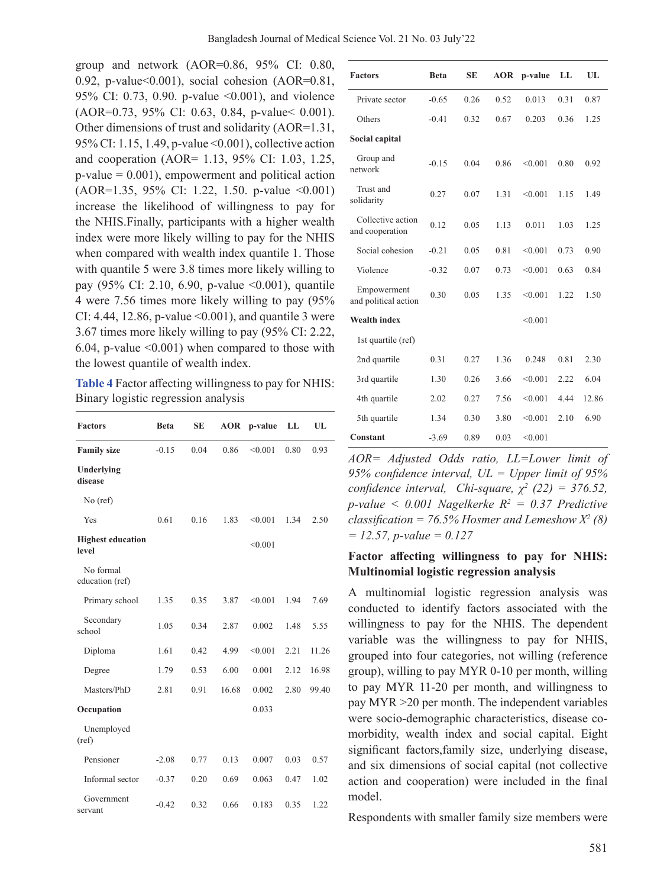group and network (AOR=0.86, 95% CI: 0.80, 0.92, p-value<0.001), social cohesion (AOR=0.81, 95% CI: 0.73, 0.90. p-value <0.001), and violence (AOR=0.73, 95% CI: 0.63, 0.84, p-value< 0.001). Other dimensions of trust and solidarity (AOR=1.31, 95% CI: 1.15, 1.49, p-value <0.001), collective action and cooperation (AOR= 1.13, 95% CI: 1.03, 1.25, p-value = 0.001), empowerment and political action (AOR=1.35, 95% CI: 1.22, 1.50. p-value <0.001) increase the likelihood of willingness to pay for the NHIS.Finally, participants with a higher wealth index were more likely willing to pay for the NHIS when compared with wealth index quantile 1. Those with quantile 5 were 3.8 times more likely willing to pay (95% CI: 2.10, 6.90, p-value <0.001), quantile 4 were 7.56 times more likely willing to pay (95% CI: 4.44, 12.86, p-value <0.001), and quantile 3 were 3.67 times more likely willing to pay (95% CI: 2.22, 6.04, p-value <0.001) when compared to those with the lowest quantile of wealth index.

**Table 4** Factor affecting willingness to pay for NHIS: Binary logistic regression analysis

| Factors | Beta | SE | AOR | p-value | LL | UL |
|---|---|---|---|---|---|---|
| **Family size** | -0.15 | 0.04 | 0.86 | <0.001 | 0.80 | 0.93 |
| **Underlying disease** | | | | | | |
| No (ref) | | | | | | |
| Yes | 0.61 | 0.16 | 1.83 | <0.001 | 1.34 | 2.50 |
| **Highest education level** | | | | <0.001 | | |
| No formal education (ref) | | | | | | |
| Primary school | 1.35 | 0.35 | 3.87 | <0.001 | 1.94 | 7.69 |
| Secondary school | 1.05 | 0.34 | 2.87 | 0.002 | 1.48 | 5.55 |
| Diploma | 1.61 | 0.42 | 4.99 | <0.001 | 2.21 | 11.26 |
| Degree | 1.79 | 0.53 | 6.00 | 0.001 | 2.12 | 16.98 |
| Masters/PhD | 2.81 | 0.91 | 16.68 | 0.002 | 2.80 | 99.40 |
| **Occupation** | | | | 0.033 | | |
| Unemployed (ref) | | | | | | |
| Pensioner | -2.08 | 0.77 | 0.13 | 0.007 | 0.03 | 0.57 |
| Informal sector | -0.37 | 0.20 | 0.69 | 0.063 | 0.47 | 1.02 |
| Government servant | -0.42 | 0.32 | 0.66 | 0.183 | 0.35 | 1.22 |
| Private sector | -0.65 | 0.26 | 0.52 | 0.013 | 0.31 | 0.87 |
| Others | -0.41 | 0.32 | 0.67 | 0.203 | 0.36 | 1.25 |
| **Social capital** | | | | | | |
| Group and network | -0.15 | 0.04 | 0.86 | <0.001 | 0.80 | 0.92 |
| Trust and solidarity | 0.27 | 0.07 | 1.31 | <0.001 | 1.15 | 1.49 |
| Collective action and cooperation | 0.12 | 0.05 | 1.13 | 0.011 | 1.03 | 1.25 |
| Social cohesion | -0.21 | 0.05 | 0.81 | <0.001 | 0.73 | 0.90 |
| Violence | -0.32 | 0.07 | 0.73 | <0.001 | 0.63 | 0.84 |
| Empowerment and political action | 0.30 | 0.05 | 1.35 | <0.001 | 1.22 | 1.50 |
| **Wealth index** | | | | <0.001 | | |
| 1st quartile (ref) | | | | | | |
| 2nd quartile | 0.31 | 0.27 | 1.36 | 0.248 | 0.81 | 2.30 |
| 3rd quartile | 1.30 | 0.26 | 3.66 | <0.001 | 2.22 | 6.04 |
| 4th quartile | 2.02 | 0.27 | 7.56 | <0.001 | 4.44 | 12.86 |
| 5th quartile | 1.34 | 0.30 | 3.80 | <0.001 | 2.10 | 6.90 |
| **Constant** | -3.69 | 0.89 | 0.03 | <0.001 | | |

*AOR= Adjusted Odds ratio, LL=Lower limit of 95% confidence interval, UL = Upper limit of 95% confidence interval, Chi-square, $\chi^2$ (22) = 376.52, p-value < 0.001 Nagelkerke $R^2$ = 0.37 Predictive classification = 76.5% Hosmer and Lemeshow $X^2$ (8) = 12.57, p-value = 0.127*

### Factor affecting willingness to pay for NHIS: Multinomial logistic regression analysis

A multinomial logistic regression analysis was conducted to identify factors associated with the willingness to pay for the NHIS. The dependent variable was the willingness to pay for NHIS, grouped into four categories, not willing (reference group), willing to pay MYR 0-10 per month, willing to pay MYR 11-20 per month, and willingness to pay MYR >20 per month. The independent variables were socio-demographic characteristics, disease co-morbidity, wealth index and social capital. Eight significant factors,family size, underlying disease, and six dimensions of social capital (not collective action and cooperation) were included in the final model.

Respondents with smaller family size members were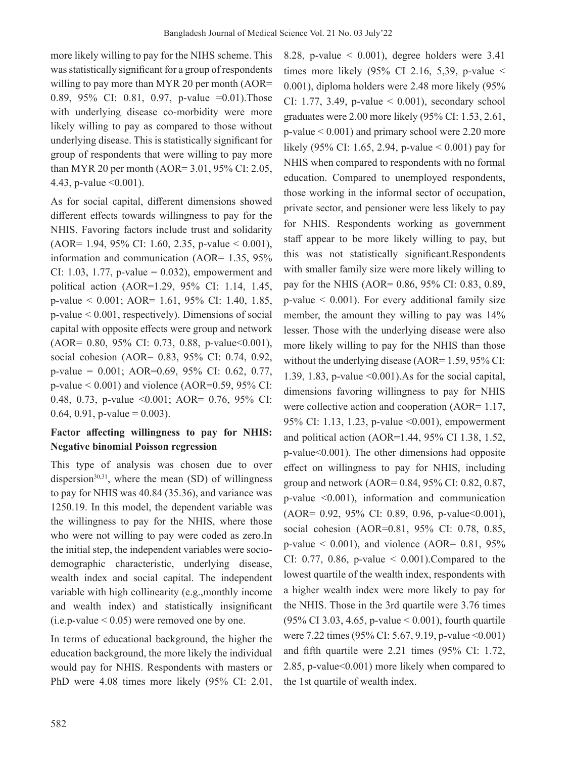more likely willing to pay for the NIHS scheme. This was statistically significant for a group of respondents willing to pay more than MYR 20 per month (AOR= 0.89, 95% CI: 0.81, 0.97, p-value =0.01).Those with underlying disease co-morbidity were more likely willing to pay as compared to those without underlying disease. This is statistically significant for group of respondents that were willing to pay more than MYR 20 per month (AOR= 3.01, 95% CI: 2.05, 4.43, p-value <0.001).

As for social capital, different dimensions showed different effects towards willingness to pay for the NHIS. Favoring factors include trust and solidarity (AOR= 1.94, 95% CI: 1.60, 2.35, p-value < 0.001), information and communication (AOR= 1.35, 95% CI: 1.03, 1.77, p-value = 0.032), empowerment and political action (AOR=1.29, 95% CI: 1.14, 1.45, p-value < 0.001; AOR= 1.61, 95% CI: 1.40, 1.85, p-value < 0.001, respectively). Dimensions of social capital with opposite effects were group and network (AOR= 0.80, 95% CI: 0.73, 0.88, p-value<0.001), social cohesion (AOR= 0.83, 95% CI: 0.74, 0.92, p-value = 0.001; AOR=0.69, 95% CI: 0.62, 0.77, p-value < 0.001) and violence (AOR=0.59, 95% CI: 0.48, 0.73, p-value <0.001; AOR= 0.76, 95% CI: 0.64, 0.91, p-value = 0.003).

**Factor affecting willingness to pay for NHIS: Negative binomial Poisson regression**

This type of analysis was chosen due to over dispersion[30,31], where the mean (SD) of willingness to pay for NHIS was 40.84 (35.36), and variance was 1250.19. In this model, the dependent variable was the willingness to pay for the NHIS, where those who were not willing to pay were coded as zero.In the initial step, the independent variables were socio-demographic characteristic, underlying disease, wealth index and social capital. The independent variable with high collinearity (e.g.,monthly income and wealth index) and statistically insignificant (i.e.p-value < 0.05) were removed one by one.

In terms of educational background, the higher the education background, the more likely the individual would pay for NHIS. Respondents with masters or PhD were 4.08 times more likely (95% CI: 2.01, 8.28, p-value < 0.001), degree holders were 3.41 times more likely (95% CI 2.16, 5,39, p-value < 0.001), diploma holders were 2.48 more likely (95% CI: 1.77, 3.49, p-value < 0.001), secondary school graduates were 2.00 more likely (95% CI: 1.53, 2.61, p-value < 0.001) and primary school were 2.20 more likely (95% CI: 1.65, 2.94, p-value < 0.001) pay for NHIS when compared to respondents with no formal education. Compared to unemployed respondents, those working in the informal sector of occupation, private sector, and pensioner were less likely to pay for NHIS. Respondents working as government staff appear to be more likely willing to pay, but this was not statistically significant.Respondents with smaller family size were more likely willing to pay for the NHIS (AOR= 0.86, 95% CI: 0.83, 0.89, p-value < 0.001). For every additional family size member, the amount they willing to pay was 14% lesser. Those with the underlying disease were also more likely willing to pay for the NHIS than those without the underlying disease (AOR= 1.59, 95% CI: 1.39, 1.83, p-value <0.001).As for the social capital, dimensions favoring willingness to pay for NHIS were collective action and cooperation (AOR= 1.17, 95% CI: 1.13, 1.23, p-value <0.001), empowerment and political action (AOR=1.44, 95% CI 1.38, 1.52, p-value<0.001). The other dimensions had opposite effect on willingness to pay for NHIS, including group and network (AOR= 0.84, 95% CI: 0.82, 0.87, p-value <0.001), information and communication (AOR= 0.92, 95% CI: 0.89, 0.96, p-value<0.001), social cohesion (AOR=0.81, 95% CI: 0.78, 0.85, p-value < 0.001), and violence (AOR= 0.81, 95% CI: 0.77, 0.86, p-value < 0.001).Compared to the lowest quartile of the wealth index, respondents with a higher wealth index were more likely to pay for the NHIS. Those in the 3rd quartile were 3.76 times (95% CI 3.03, 4.65, p-value < 0.001), fourth quartile were 7.22 times (95% CI: 5.67, 9.19, p-value <0.001) and fifth quartile were 2.21 times (95% CI: 1.72, 2.85, p-value<0.001) more likely when compared to the 1st quartile of wealth index.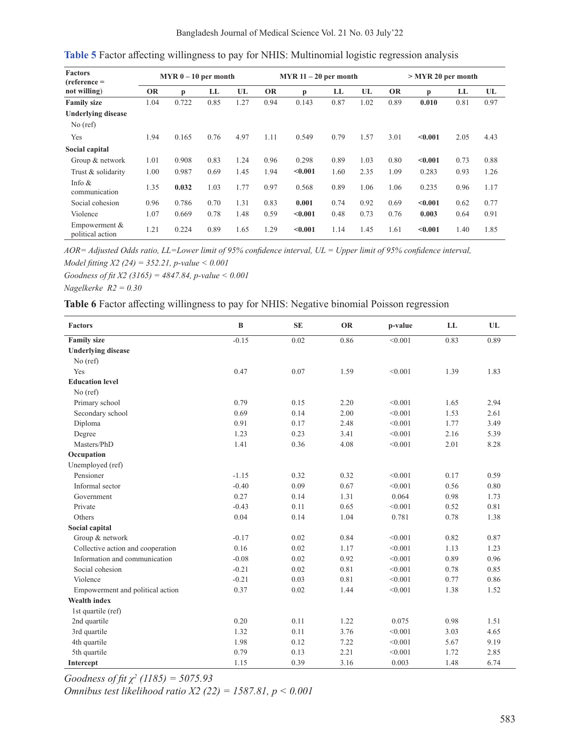**Table 5** Factor affecting willingness to pay for NHIS: Multinomial logistic regression analysis

| Factors (reference = not willing) | MYR 0 – 10 per month | | | | MYR 11 – 20 per month | | | | > MYR 20 per month | | | |
|---|---|---|---|---|---|---|---|---|---|---|---|---|
| | OR | p | LL | UL | OR | p | LL | UL | OR | p | LL | UL |
| **Family size** | 1.04 | 0.722 | 0.85 | 1.27 | 0.94 | 0.143 | 0.87 | 1.02 | 0.89 | **0.010** | 0.81 | 0.97 |
| **Underlying disease** | | | | | | | | | | | | |
| No (ref) | | | | | | | | | | | | |
| Yes | 1.94 | 0.165 | 0.76 | 4.97 | 1.11 | 0.549 | 0.79 | 1.57 | 3.01 | **<0.001** | 2.05 | 4.43 |
| **Social capital** | | | | | | | | | | | | |
| Group & network | 1.01 | 0.908 | 0.83 | 1.24 | 0.96 | 0.298 | 0.89 | 1.03 | 0.80 | **<0.001** | 0.73 | 0.88 |
| Trust & solidarity | 1.00 | 0.987 | 0.69 | 1.45 | 1.94 | **<0.001** | 1.60 | 2.35 | 1.09 | 0.283 | 0.93 | 1.26 |
| Info & communication | 1.35 | **0.032** | 1.03 | 1.77 | 0.97 | 0.568 | 0.89 | 1.06 | 1.06 | 0.235 | 0.96 | 1.17 |
| Social cohesion | 0.96 | 0.786 | 0.70 | 1.31 | 0.83 | **0.001** | 0.74 | 0.92 | 0.69 | **<0.001** | 0.62 | 0.77 |
| Violence | 1.07 | 0.669 | 0.78 | 1.48 | 0.59 | **<0.001** | 0.48 | 0.73 | 0.76 | **0.003** | 0.64 | 0.91 |
| Empowerment & political action | 1.21 | 0.224 | 0.89 | 1.65 | 1.29 | **<0.001** | 1.14 | 1.45 | 1.61 | **<0.001** | 1.40 | 1.85 |

*AOR= Adjusted Odds ratio, LL=Lower limit of 95% confidence interval, UL = Upper limit of 95% confidence interval,*

*Model fitting X2 (24) = 352.21, p-value < 0.001*

*Goodness of fit X2 (3165) = 4847.84, p-value < 0.001*

*Nagelkerke R2 = 0.30*

**Table 6** Factor affecting willingness to pay for NHIS: Negative binomial Poisson regression

| Factors | B | SE | OR | p-value | LL | UL |
|---|---|---|---|---|---|---|
| **Family size** | -0.15 | 0.02 | 0.86 | <0.001 | 0.83 | 0.89 |
| **Underlying disease** | | | | | | |
| No (ref) | | | | | | |
| Yes | 0.47 | 0.07 | 1.59 | <0.001 | 1.39 | 1.83 |
| **Education level** | | | | | | |
| No (ref) | | | | | | |
| Primary school | 0.79 | 0.15 | 2.20 | <0.001 | 1.65 | 2.94 |
| Secondary school | 0.69 | 0.14 | 2.00 | <0.001 | 1.53 | 2.61 |
| Diploma | 0.91 | 0.17 | 2.48 | <0.001 | 1.77 | 3.49 |
| Degree | 1.23 | 0.23 | 3.41 | <0.001 | 2.16 | 5.39 |
| Masters/PhD | 1.41 | 0.36 | 4.08 | <0.001 | 2.01 | 8.28 |
| **Occupation** | | | | | | |
| Unemployed (ref) | | | | | | |
| Pensioner | -1.15 | 0.32 | 0.32 | <0.001 | 0.17 | 0.59 |
| Informal sector | -0.40 | 0.09 | 0.67 | <0.001 | 0.56 | 0.80 |
| Government | 0.27 | 0.14 | 1.31 | 0.064 | 0.98 | 1.73 |
| Private | -0.43 | 0.11 | 0.65 | <0.001 | 0.52 | 0.81 |
| Others | 0.04 | 0.14 | 1.04 | 0.781 | 0.78 | 1.38 |
| **Social capital** | | | | | | |
| Group & network | -0.17 | 0.02 | 0.84 | <0.001 | 0.82 | 0.87 |
| Collective action and cooperation | 0.16 | 0.02 | 1.17 | <0.001 | 1.13 | 1.23 |
| Information and communication | -0.08 | 0.02 | 0.92 | <0.001 | 0.89 | 0.96 |
| Social cohesion | -0.21 | 0.02 | 0.81 | <0.001 | 0.78 | 0.85 |
| Violence | -0.21 | 0.03 | 0.81 | <0.001 | 0.77 | 0.86 |
| Empowerment and political action | 0.37 | 0.02 | 1.44 | <0.001 | 1.38 | 1.52 |
| **Wealth index** | | | | | | |
| 1st quartile (ref) | | | | | | |
| 2nd quartile | 0.20 | 0.11 | 1.22 | 0.075 | 0.98 | 1.51 |
| 3rd quartile | 1.32 | 0.11 | 3.76 | <0.001 | 3.03 | 4.65 |
| 4th quartile | 1.98 | 0.12 | 7.22 | <0.001 | 5.67 | 9.19 |
| 5th quartile | 0.79 | 0.13 | 2.21 | <0.001 | 1.72 | 2.85 |
| **Intercept** | 1.15 | 0.39 | 3.16 | 0.003 | 1.48 | 6.74 |

*Goodness of fit $\chi^2$ (1185) = 5075.93*

*Omnibus test likelihood ratio X2 (22) = 1587.81, p < 0.001*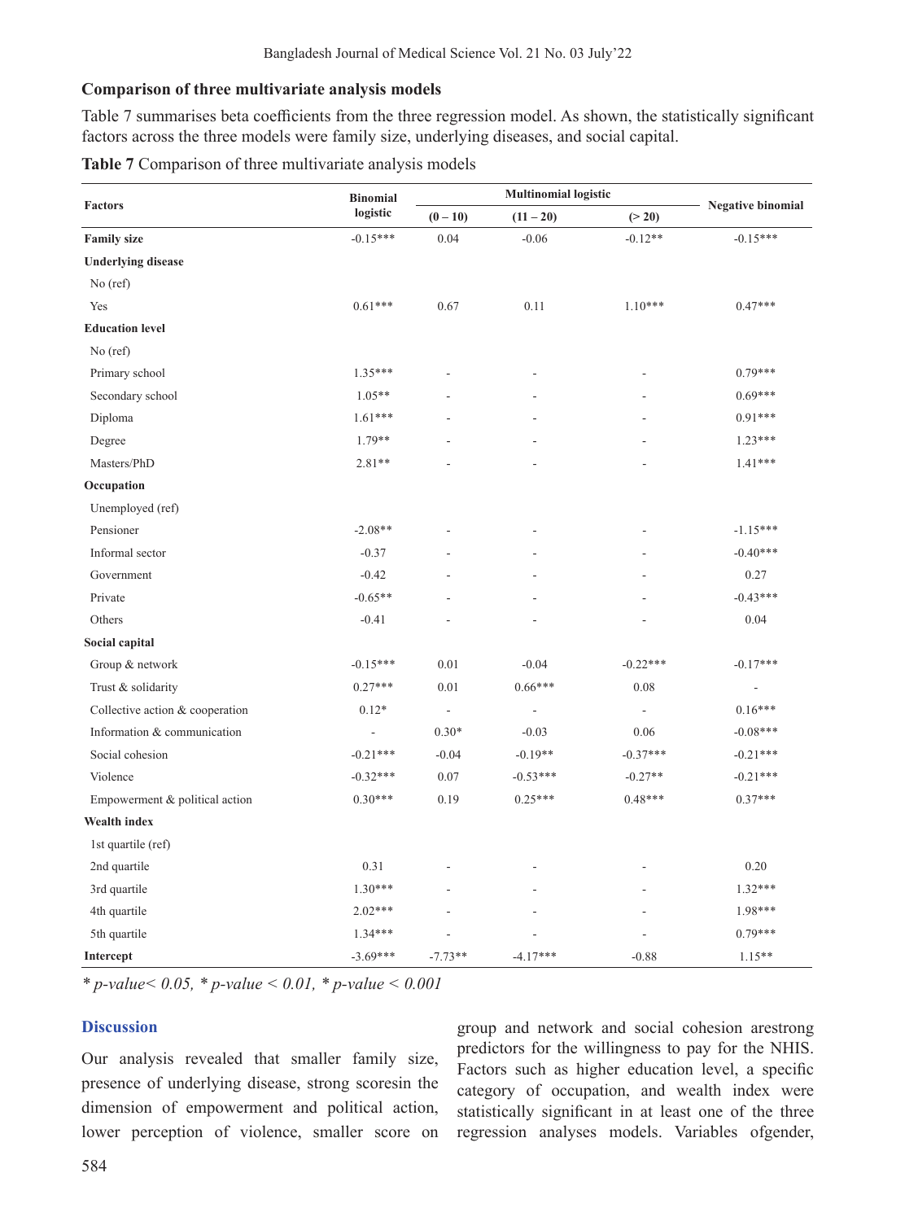### Comparison of three multivariate analysis models

Table 7 summarises beta coefficients from the three regression model. As shown, the statistically significant factors across the three models were family size, underlying diseases, and social capital.

**Table 7** Comparison of three multivariate analysis models

| Factors | Binomial logistic | Multinomial logistic | | | Negative binomial |
|---|---|---|---|---|---|
| | | (0 – 10) | (11 – 20) | (> 20) | |
| **Family size** | -0.15*** | 0.04 | -0.06 | -0.12** | -0.15*** |
| **Underlying disease** | | | | | |
| No (ref) | | | | | |
| Yes | 0.61*** | 0.67 | 0.11 | 1.10*** | 0.47*** |
| **Education level** | | | | | |
| No (ref) | | | | | |
| Primary school | 1.35*** | - | - | - | 0.79*** |
| Secondary school | 1.05** | - | - | - | 0.69*** |
| Diploma | 1.61*** | - | - | - | 0.91*** |
| Degree | 1.79** | - | - | - | 1.23*** |
| Masters/PhD | 2.81** | - | - | - | 1.41*** |
| **Occupation** | | | | | |
| Unemployed (ref) | | | | | |
| Pensioner | -2.08** | - | - | - | -1.15*** |
| Informal sector | -0.37 | - | - | - | -0.40*** |
| Government | -0.42 | - | - | - | 0.27 |
| Private | -0.65** | - | - | - | -0.43*** |
| Others | -0.41 | - | - | - | 0.04 |
| **Social capital** | | | | | |
| Group & network | -0.15*** | 0.01 | -0.04 | -0.22*** | -0.17*** |
| Trust & solidarity | 0.27*** | 0.01 | 0.66*** | 0.08 | - |
| Collective action & cooperation | 0.12* | - | - | - | 0.16*** |
| Information & communication | - | 0.30* | -0.03 | 0.06 | -0.08*** |
| Social cohesion | -0.21*** | -0.04 | -0.19** | -0.37*** | -0.21*** |
| Violence | -0.32*** | 0.07 | -0.53*** | -0.27** | -0.21*** |
| Empowerment & political action | 0.30*** | 0.19 | 0.25*** | 0.48*** | 0.37*** |
| **Wealth index** | | | | | |
| 1st quartile (ref) | | | | | |
| 2nd quartile | 0.31 | - | - | - | 0.20 |
| 3rd quartile | 1.30*** | - | - | - | 1.32*** |
| 4th quartile | 2.02*** | - | - | - | 1.98*** |
| 5th quartile | 1.34*** | - | - | - | 0.79*** |
| **Intercept** | -3.69*** | -7.73** | -4.17*** | -0.88 | 1.15** |

*\* p-value< 0.05, \* p-value < 0.01, \* p-value < 0.001*

## Discussion

Our analysis revealed that smaller family size, presence of underlying disease, strong scoresin the dimension of empowerment and political action, lower perception of violence, smaller score on group and network and social cohesion arestrong predictors for the willingness to pay for the NHIS. Factors such as higher education level, a specific category of occupation, and wealth index were statistically significant in at least one of the three regression analyses models. Variables ofgender,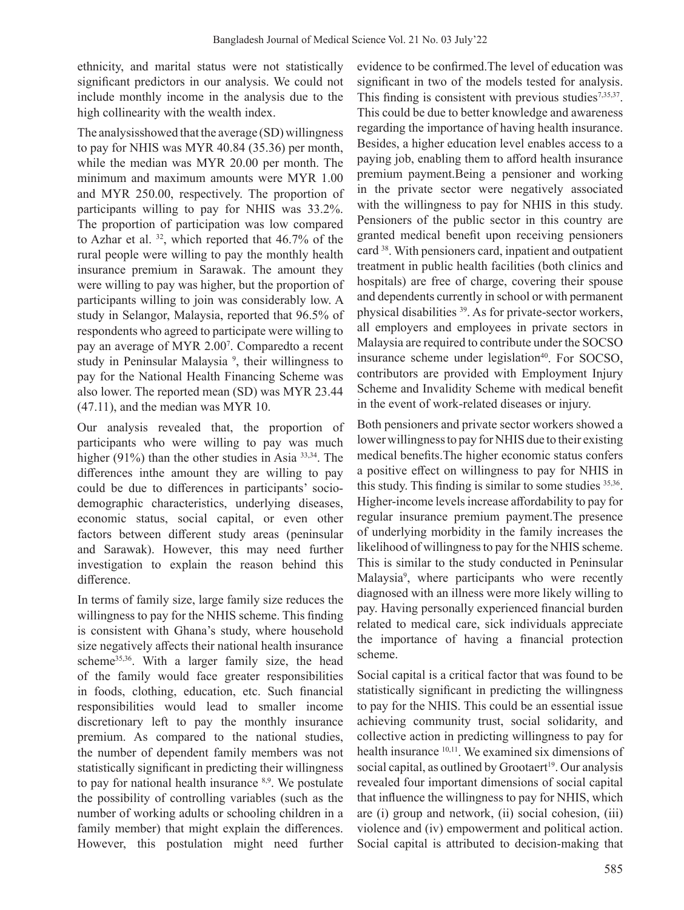ethnicity, and marital status were not statistically significant predictors in our analysis. We could not include monthly income in the analysis due to the high collinearity with the wealth index.

The analysisshowed that the average (SD) willingness to pay for NHIS was MYR 40.84 (35.36) per month, while the median was MYR 20.00 per month. The minimum and maximum amounts were MYR 1.00 and MYR 250.00, respectively. The proportion of participants willing to pay for NHIS was 33.2%. The proportion of participation was low compared to Azhar et al. [32], which reported that 46.7% of the rural people were willing to pay the monthly health insurance premium in Sarawak. The amount they were willing to pay was higher, but the proportion of participants willing to join was considerably low. A study in Selangor, Malaysia, reported that 96.5% of respondents who agreed to participate were willing to pay an average of MYR 2.00[7]. Comparedto a recent study in Peninsular Malaysia [9], their willingness to pay for the National Health Financing Scheme was also lower. The reported mean (SD) was MYR 23.44 (47.11), and the median was MYR 10.

Our analysis revealed that, the proportion of participants who were willing to pay was much higher (91%) than the other studies in Asia [33,34]. The differences inthe amount they are willing to pay could be due to differences in participants' socio-demographic characteristics, underlying diseases, economic status, social capital, or even other factors between different study areas (peninsular and Sarawak). However, this may need further investigation to explain the reason behind this difference.

In terms of family size, large family size reduces the willingness to pay for the NHIS scheme. This finding is consistent with Ghana's study, where household size negatively affects their national health insurance scheme[35,36]. With a larger family size, the head of the family would face greater responsibilities in foods, clothing, education, etc. Such financial responsibilities would lead to smaller income discretionary left to pay the monthly insurance premium. As compared to the national studies, the number of dependent family members was not statistically significant in predicting their willingness to pay for national health insurance [8,9]. We postulate the possibility of controlling variables (such as the number of working adults or schooling children in a family member) that might explain the differences. However, this postulation might need further evidence to be confirmed.The level of education was significant in two of the models tested for analysis. This finding is consistent with previous studies[7,35,37]. This could be due to better knowledge and awareness regarding the importance of having health insurance. Besides, a higher education level enables access to a paying job, enabling them to afford health insurance premium payment.Being a pensioner and working in the private sector were negatively associated with the willingness to pay for NHIS in this study. Pensioners of the public sector in this country are granted medical benefit upon receiving pensioners card [38]. With pensioners card, inpatient and outpatient treatment in public health facilities (both clinics and hospitals) are free of charge, covering their spouse and dependents currently in school or with permanent physical disabilities [39]. As for private-sector workers, all employers and employees in private sectors in Malaysia are required to contribute under the SOCSO insurance scheme under legislation[40]. For SOCSO, contributors are provided with Employment Injury Scheme and Invalidity Scheme with medical benefit in the event of work-related diseases or injury.

Both pensioners and private sector workers showed a lower willingness to pay for NHIS due to their existing medical benefits.The higher economic status confers a positive effect on willingness to pay for NHIS in this study. This finding is similar to some studies [35,36]. Higher-income levels increase affordability to pay for regular insurance premium payment.The presence of underlying morbidity in the family increases the likelihood of willingness to pay for the NHIS scheme. This is similar to the study conducted in Peninsular Malaysia[9], where participants who were recently diagnosed with an illness were more likely willing to pay. Having personally experienced financial burden related to medical care, sick individuals appreciate the importance of having a financial protection scheme.

Social capital is a critical factor that was found to be statistically significant in predicting the willingness to pay for the NHIS. This could be an essential issue achieving community trust, social solidarity, and collective action in predicting willingness to pay for health insurance [10,11]. We examined six dimensions of social capital, as outlined by Grootaert[19]. Our analysis revealed four important dimensions of social capital that influence the willingness to pay for NHIS, which are (i) group and network, (ii) social cohesion, (iii) violence and (iv) empowerment and political action. Social capital is attributed to decision-making that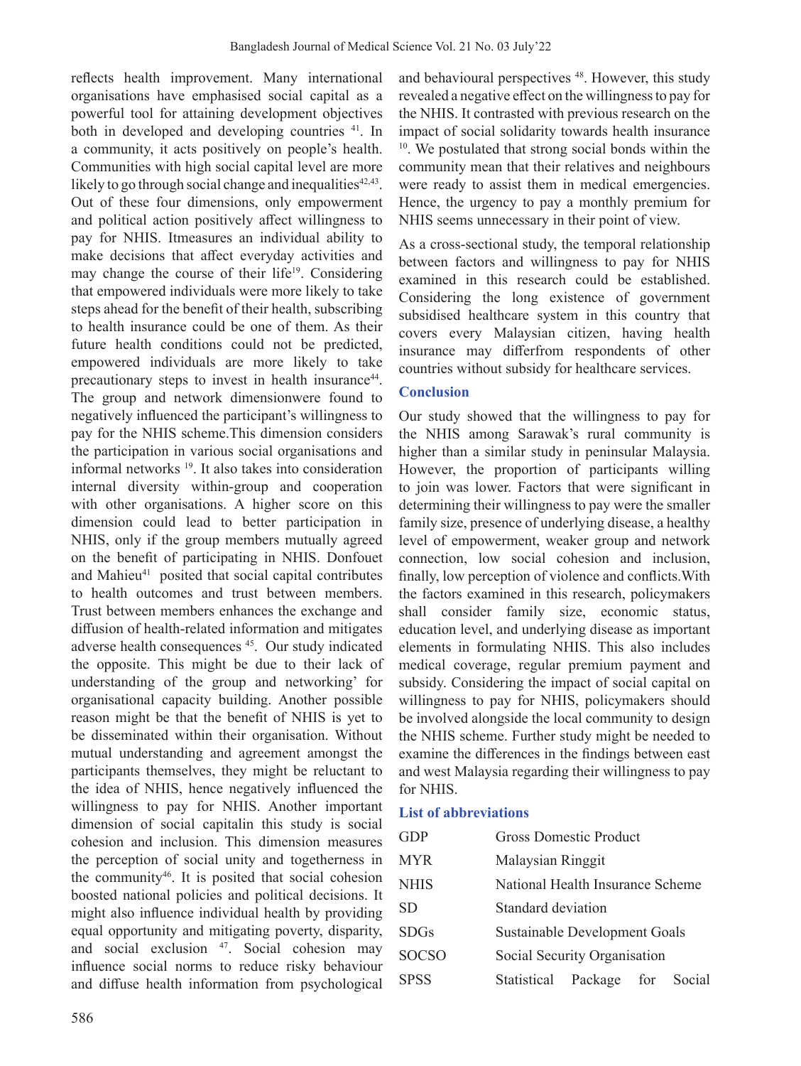reflects health improvement. Many international organisations have emphasised social capital as a powerful tool for attaining development objectives both in developed and developing countries [41]. In a community, it acts positively on people's health. Communities with high social capital level are more likely to go through social change and inequalities[42,43]. Out of these four dimensions, only empowerment and political action positively affect willingness to pay for NHIS. Itmeasures an individual ability to make decisions that affect everyday activities and may change the course of their life[19]. Considering that empowered individuals were more likely to take steps ahead for the benefit of their health, subscribing to health insurance could be one of them. As their future health conditions could not be predicted, empowered individuals are more likely to take precautionary steps to invest in health insurance[44]. The group and network dimensionwere found to negatively influenced the participant's willingness to pay for the NHIS scheme.This dimension considers the participation in various social organisations and informal networks [19]. It also takes into consideration internal diversity within-group and cooperation with other organisations. A higher score on this dimension could lead to better participation in NHIS, only if the group members mutually agreed on the benefit of participating in NHIS. Donfouet and Mahieu[41] posited that social capital contributes to health outcomes and trust between members. Trust between members enhances the exchange and diffusion of health-related information and mitigates adverse health consequences [45]. Our study indicated the opposite. This might be due to their lack of understanding of the group and networking' for organisational capacity building. Another possible reason might be that the benefit of NHIS is yet to be disseminated within their organisation. Without mutual understanding and agreement amongst the participants themselves, they might be reluctant to the idea of NHIS, hence negatively influenced the willingness to pay for NHIS. Another important dimension of social capitalin this study is social cohesion and inclusion. This dimension measures the perception of social unity and togetherness in the community[46]. It is posited that social cohesion boosted national policies and political decisions. It might also influence individual health by providing equal opportunity and mitigating poverty, disparity, and social exclusion [47]. Social cohesion may influence social norms to reduce risky behaviour and diffuse health information from psychological and behavioural perspectives [48]. However, this study revealed a negative effect on the willingness to pay for the NHIS. It contrasted with previous research on the impact of social solidarity towards health insurance [10]. We postulated that strong social bonds within the community mean that their relatives and neighbours were ready to assist them in medical emergencies. Hence, the urgency to pay a monthly premium for NHIS seems unnecessary in their point of view.

As a cross-sectional study, the temporal relationship between factors and willingness to pay for NHIS examined in this research could be established. Considering the long existence of government subsidised healthcare system in this country that covers every Malaysian citizen, having health insurance may differfrom respondents of other countries without subsidy for healthcare services.

## Conclusion

Our study showed that the willingness to pay for the NHIS among Sarawak's rural community is higher than a similar study in peninsular Malaysia. However, the proportion of participants willing to join was lower. Factors that were significant in determining their willingness to pay were the smaller family size, presence of underlying disease, a healthy level of empowerment, weaker group and network connection, low social cohesion and inclusion, finally, low perception of violence and conflicts.With the factors examined in this research, policymakers shall consider family size, economic status, education level, and underlying disease as important elements in formulating NHIS. This also includes medical coverage, regular premium payment and subsidy. Considering the impact of social capital on willingness to pay for NHIS, policymakers should be involved alongside the local community to design the NHIS scheme. Further study might be needed to examine the differences in the findings between east and west Malaysia regarding their willingness to pay for NHIS.

## List of abbreviations

| | |
|---|---|
| GDP | Gross Domestic Product |
| MYR | Malaysian Ringgit |
| NHIS | National Health Insurance Scheme |
| SD | Standard deviation |
| SDGs | Sustainable Development Goals |
| SOCSO | Social Security Organisation |
| SPSS | Statistical Package for Social |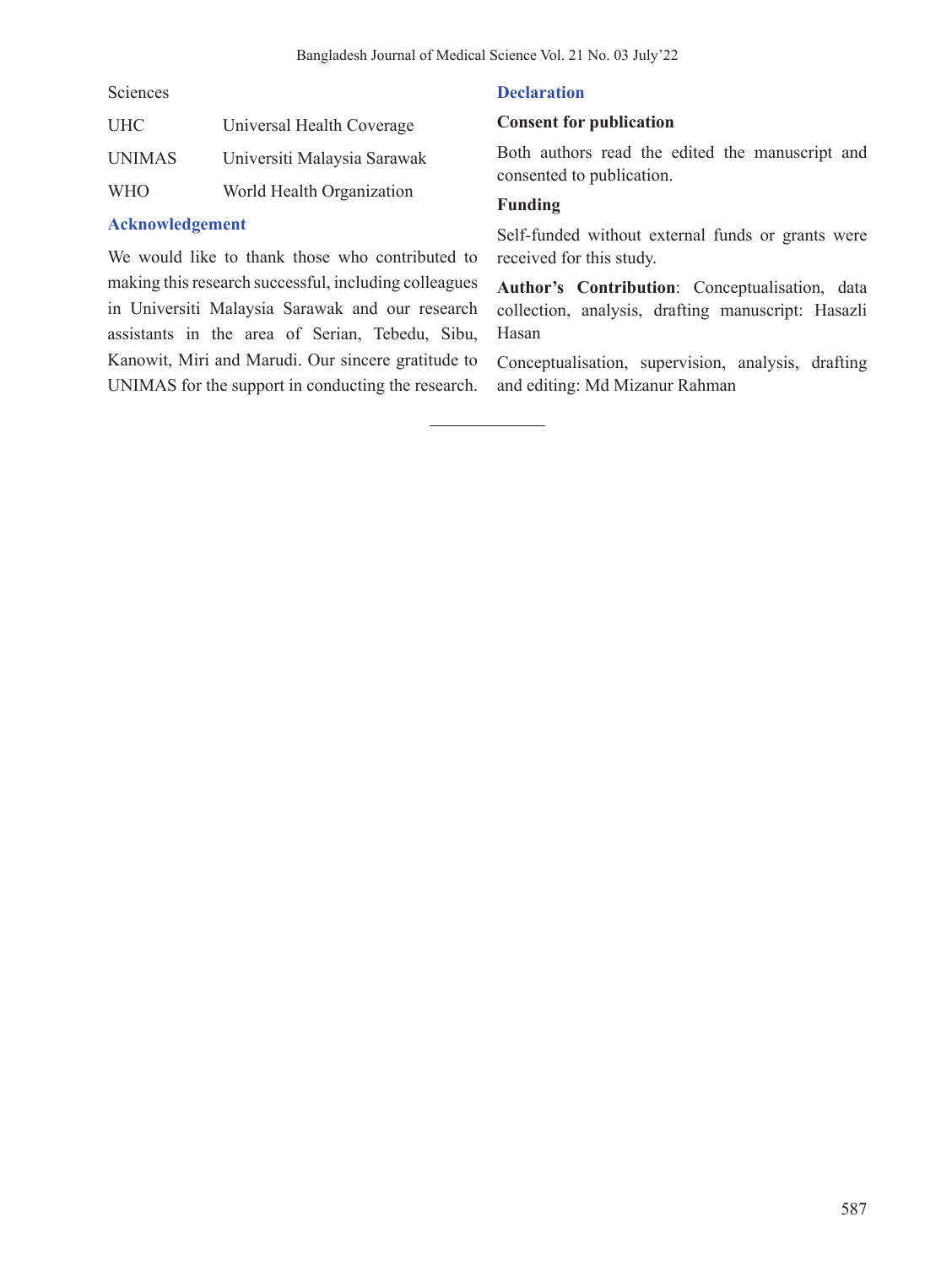| | |
|---|---|
| | Sciences |
| UHC | Universal Health Coverage |
| UNIMAS | Universiti Malaysia Sarawak |
| WHO | World Health Organization |

## Acknowledgement

We would like to thank those who contributed to making this research successful, including colleagues in Universiti Malaysia Sarawak and our research assistants in the area of Serian, Tebedu, Sibu, Kanowit, Miri and Marudi. Our sincere gratitude to UNIMAS for the support in conducting the research.

## Declaration

### Consent for publication

Both authors read the edited the manuscript and consented to publication.

### Funding

Self-funded without external funds or grants were received for this study.

**Author's Contribution**: Conceptualisation, data collection, analysis, drafting manuscript: Hasazli Hasan

Conceptualisation, supervision, analysis, drafting and editing: Md Mizanur Rahman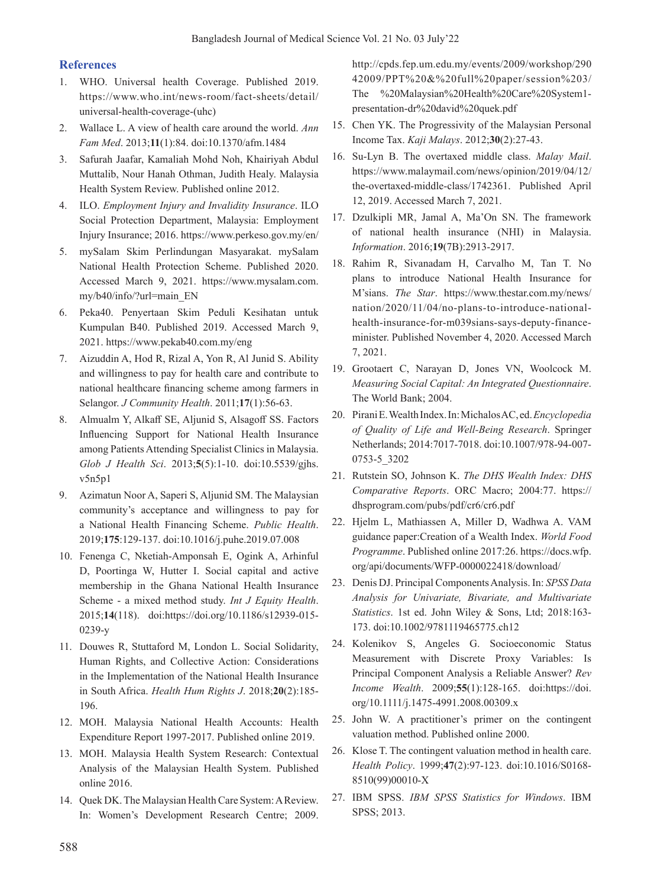## References

1. WHO. Universal health Coverage. Published 2019. https://www.who.int/news-room/fact-sheets/detail/universal-health-coverage-(uhc)
2. Wallace L. A view of health care around the world. *Ann Fam Med*. 2013;**11**(1):84. doi:10.1370/afm.1484
3. Safurah Jaafar, Kamaliah Mohd Noh, Khairiyah Abdul Muttalib, Nour Hanah Othman, Judith Healy. Malaysia Health System Review. Published online 2012.
4. ILO. *Employment Injury and Invalidity Insurance*. ILO Social Protection Department, Malaysia: Employment Injury Insurance; 2016. https://www.perkeso.gov.my/en/
5. mySalam Skim Perlindungan Masyarakat. mySalam National Health Protection Scheme. Published 2020. Accessed March 9, 2021. https://www.mysalam.com.my/b40/info/?url=main_EN
6. Peka40. Penyertaan Skim Peduli Kesihatan untuk Kumpulan B40. Published 2019. Accessed March 9, 2021. https://www.pekab40.com.my/eng
7. Aizuddin A, Hod R, Rizal A, Yon R, Al Junid S. Ability and willingness to pay for health care and contribute to national healthcare financing scheme among farmers in Selangor. *J Community Health*. 2011;**17**(1):56-63.
8. Almualm Y, Alkaff SE, Aljunid S, Alsagoff SS. Factors Influencing Support for National Health Insurance among Patients Attending Specialist Clinics in Malaysia. *Glob J Health Sci*. 2013;**5**(5):1-10. doi:10.5539/gjhs.v5n5p1
9. Azimatun Noor A, Saperi S, Aljunid SM. The Malaysian community's acceptance and willingness to pay for a National Health Financing Scheme. *Public Health*. 2019;**175**:129-137. doi:10.1016/j.puhe.2019.07.008
10. Fenenga C, Nketiah-Amponsah E, Ogink A, Arhinful D, Poortinga W, Hutter I. Social capital and active membership in the Ghana National Health Insurance Scheme - a mixed method study. *Int J Equity Health*. 2015;**14**(118). doi:https://doi.org/10.1186/s12939-015-0239-y
11. Douwes R, Stuttaford M, London L. Social Solidarity, Human Rights, and Collective Action: Considerations in the Implementation of the National Health Insurance in South Africa. *Health Hum Rights J*. 2018;**20**(2):185-196.
12. MOH. Malaysia National Health Accounts: Health Expenditure Report 1997-2017. Published online 2019.
13. MOH. Malaysia Health System Research: Contextual Analysis of the Malaysian Health System. Published online 2016.
14. Quek DK. The Malaysian Health Care System: A Review. In: Women's Development Research Centre; 2009. http://cpds.fep.um.edu.my/events/2009/workshop/29042009/PPT%20&%20full%20paper/session%203/The %20Malaysian%20Health%20Care%20System1-presentation-dr%20david%20quek.pdf
15. Chen YK. The Progressivity of the Malaysian Personal Income Tax. *Kaji Malays*. 2012;**30**(2):27-43.
16. Su-Lyn B. The overtaxed middle class. *Malay Mail*. https://www.malaymail.com/news/opinion/2019/04/12/the-overtaxed-middle-class/1742361. Published April 12, 2019. Accessed March 7, 2021.
17. Dzulkipli MR, Jamal A, Ma'On SN. The framework of national health insurance (NHI) in Malaysia. *Information*. 2016;**19**(7B):2913-2917.
18. Rahim R, Sivanadam H, Carvalho M, Tan T. No plans to introduce National Health Insurance for M'sians. *The Star*. https://www.thestar.com.my/news/nation/2020/11/04/no-plans-to-introduce-national-health-insurance-for-m039sians-says-deputy-finance-minister. Published November 4, 2020. Accessed March 7, 2021.
19. Grootaert C, Narayan D, Jones VN, Woolcock M. *Measuring Social Capital: An Integrated Questionnaire*. The World Bank; 2004.
20. Pirani E. Wealth Index. In: Michalos AC, ed. *Encyclopedia of Quality of Life and Well-Being Research*. Springer Netherlands; 2014:7017-7018. doi:10.1007/978-94-007-0753-5_3202
21. Rutstein SO, Johnson K. *The DHS Wealth Index: DHS Comparative Reports*. ORC Macro; 2004:77. https://dhsprogram.com/pubs/pdf/cr6/cr6.pdf
22. Hjelm L, Mathiassen A, Miller D, Wadhwa A. VAM guidance paper:Creation of a Wealth Index. *World Food Programme*. Published online 2017:26. https://docs.wfp.org/api/documents/WFP-0000022418/download/
23. Denis DJ. Principal Components Analysis. In: *SPSS Data Analysis for Univariate, Bivariate, and Multivariate Statistics*. 1st ed. John Wiley & Sons, Ltd; 2018:163-173. doi:10.1002/9781119465775.ch12
24. Kolenikov S, Angeles G. Socioeconomic Status Measurement with Discrete Proxy Variables: Is Principal Component Analysis a Reliable Answer? *Rev Income Wealth*. 2009;**55**(1):128-165. doi:https://doi.org/10.1111/j.1475-4991.2008.00309.x
25. John W. A practitioner's primer on the contingent valuation method. Published online 2000.
26. Klose T. The contingent valuation method in health care. *Health Policy*. 1999;**47**(2):97-123. doi:10.1016/S0168-8510(99)00010-X
27. IBM SPSS. *IBM SPSS Statistics for Windows*. IBM SPSS; 2013.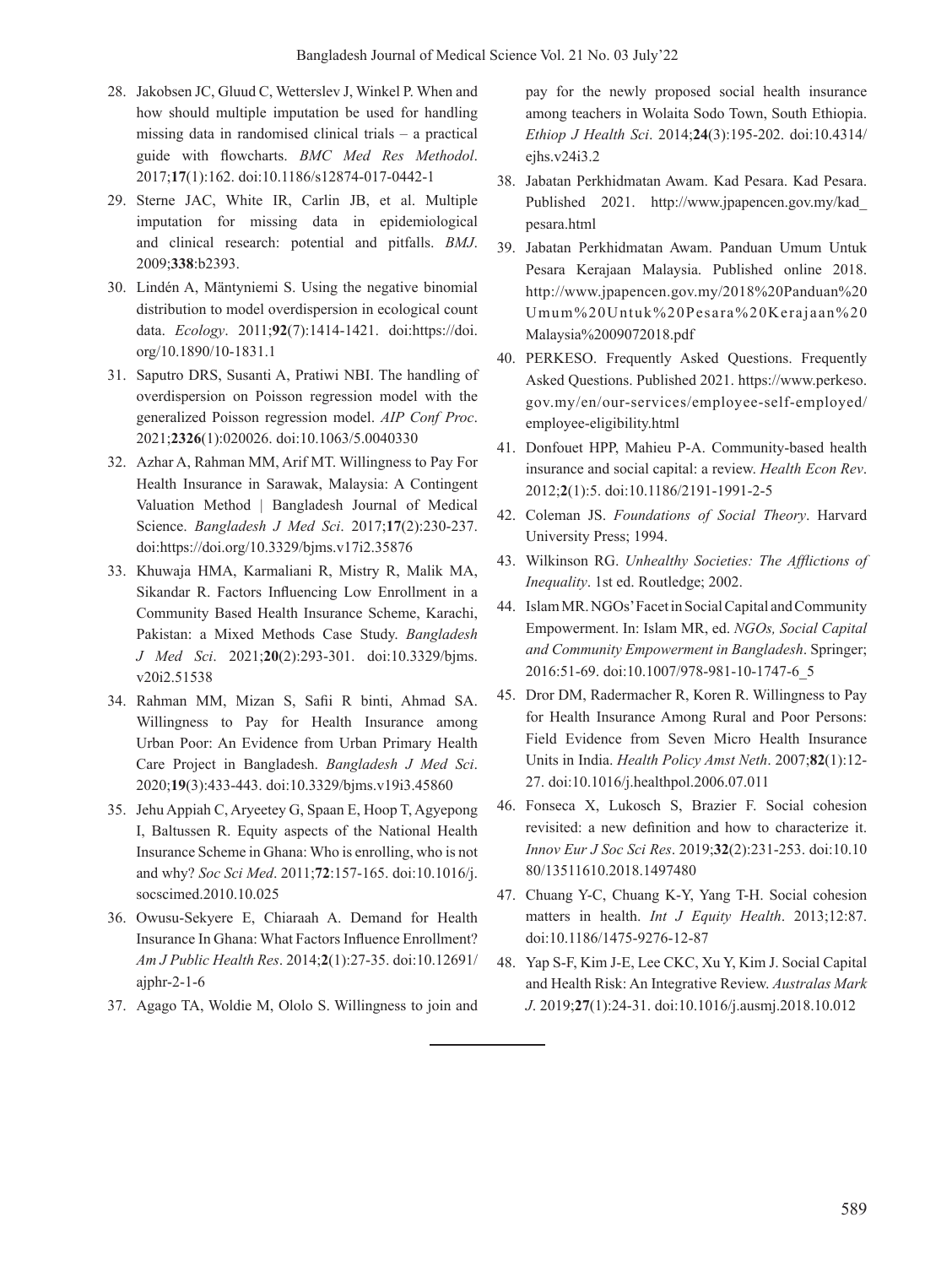28. Jakobsen JC, Gluud C, Wetterslev J, Winkel P. When and how should multiple imputation be used for handling missing data in randomised clinical trials – a practical guide with flowcharts. *BMC Med Res Methodol*. 2017;**17**(1):162. doi:10.1186/s12874-017-0442-1
29. Sterne JAC, White IR, Carlin JB, et al. Multiple imputation for missing data in epidemiological and clinical research: potential and pitfalls. *BMJ*. 2009;**338**:b2393.
30. Lindén A, Mäntyniemi S. Using the negative binomial distribution to model overdispersion in ecological count data. *Ecology*. 2011;**92**(7):1414-1421. doi:https://doi.org/10.1890/10-1831.1
31. Saputro DRS, Susanti A, Pratiwi NBI. The handling of overdispersion on Poisson regression model with the generalized Poisson regression model. *AIP Conf Proc*. 2021;**2326**(1):020026. doi:10.1063/5.0040330
32. Azhar A, Rahman MM, Arif MT. Willingness to Pay For Health Insurance in Sarawak, Malaysia: A Contingent Valuation Method | Bangladesh Journal of Medical Science. *Bangladesh J Med Sci*. 2017;**17**(2):230-237. doi:https://doi.org/10.3329/bjms.v17i2.35876
33. Khuwaja HMA, Karmaliani R, Mistry R, Malik MA, Sikandar R. Factors Influencing Low Enrollment in a Community Based Health Insurance Scheme, Karachi, Pakistan: a Mixed Methods Case Study. *Bangladesh J Med Sci*. 2021;**20**(2):293-301. doi:10.3329/bjms.v20i2.51538
34. Rahman MM, Mizan S, Safii R binti, Ahmad SA. Willingness to Pay for Health Insurance among Urban Poor: An Evidence from Urban Primary Health Care Project in Bangladesh. *Bangladesh J Med Sci*. 2020;**19**(3):433-443. doi:10.3329/bjms.v19i3.45860
35. Jehu Appiah C, Aryeetey G, Spaan E, Hoop T, Agyepong I, Baltussen R. Equity aspects of the National Health Insurance Scheme in Ghana: Who is enrolling, who is not and why? *Soc Sci Med*. 2011;**72**:157-165. doi:10.1016/j.socscimed.2010.10.025
36. Owusu-Sekyere E, Chiaraah A. Demand for Health Insurance In Ghana: What Factors Influence Enrollment? *Am J Public Health Res*. 2014;**2**(1):27-35. doi:10.12691/ajphr-2-1-6
37. Agago TA, Woldie M, Ololo S. Willingness to join and pay for the newly proposed social health insurance among teachers in Wolaita Sodo Town, South Ethiopia. *Ethiop J Health Sci*. 2014;**24**(3):195-202. doi:10.4314/ejhs.v24i3.2
38. Jabatan Perkhidmatan Awam. Kad Pesara. Kad Pesara. Published 2021. http://www.jpapencen.gov.my/kad_pesara.html
39. Jabatan Perkhidmatan Awam. Panduan Umum Untuk Pesara Kerajaan Malaysia. Published online 2018. http://www.jpapencen.gov.my/2018%20Panduan%20Umum%20Untuk%20Pesara%20Kerajaan%20Malaysia%2009072018.pdf
40. PERKESO. Frequently Asked Questions. Frequently Asked Questions. Published 2021. https://www.perkeso.gov.my/en/our-services/employee-self-employed/employee-eligibility.html
41. Donfouet HPP, Mahieu P-A. Community-based health insurance and social capital: a review. *Health Econ Rev*. 2012;**2**(1):5. doi:10.1186/2191-1991-2-5
42. Coleman JS. *Foundations of Social Theory*. Harvard University Press; 1994.
43. Wilkinson RG. *Unhealthy Societies: The Afflictions of Inequality*. 1st ed. Routledge; 2002.
44. Islam MR. NGOs' Facet in Social Capital and Community Empowerment. In: Islam MR, ed. *NGOs, Social Capital and Community Empowerment in Bangladesh*. Springer; 2016:51-69. doi:10.1007/978-981-10-1747-6_5
45. Dror DM, Radermacher R, Koren R. Willingness to Pay for Health Insurance Among Rural and Poor Persons: Field Evidence from Seven Micro Health Insurance Units in India. *Health Policy Amst Neth*. 2007;**82**(1):12-27. doi:10.1016/j.healthpol.2006.07.011
46. Fonseca X, Lukosch S, Brazier F. Social cohesion revisited: a new definition and how to characterize it. *Innov Eur J Soc Sci Res*. 2019;**32**(2):231-253. doi:10.1080/13511610.2018.1497480
47. Chuang Y-C, Chuang K-Y, Yang T-H. Social cohesion matters in health. *Int J Equity Health*. 2013;12:87. doi:10.1186/1475-9276-12-87
48. Yap S-F, Kim J-E, Lee CKC, Xu Y, Kim J. Social Capital and Health Risk: An Integrative Review. *Australas Mark J*. 2019;**27**(1):24-31. doi:10.1016/j.ausmj.2018.10.012